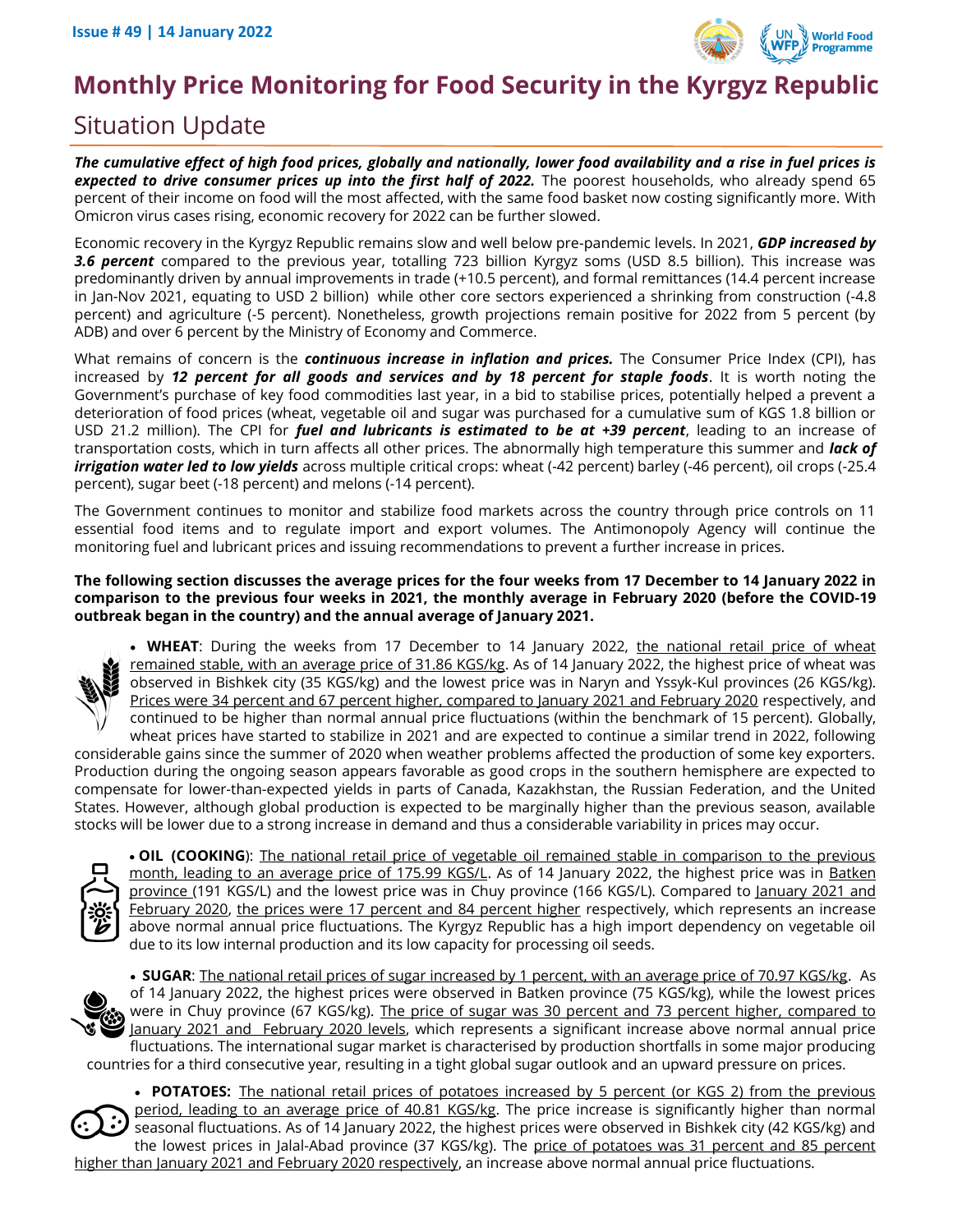Issue # 49 | 14 January 2022

# Monthly Price Monitoring for Food Security in the Kyrgyz Republic

## Situation Update

***The cumulative effect of high food prices, globally and nationally, lower food availability and a rise in fuel prices is expected to drive consumer prices up into the first half of 2022.*** The poorest households, who already spend 65 percent of their income on food will the most affected, with the same food basket now costing significantly more. With Omicron virus cases rising, economic recovery for 2022 can be further slowed.

Economic recovery in the Kyrgyz Republic remains slow and well below pre-pandemic levels. In 2021, ***GDP increased by 3.6 percent*** compared to the previous year, totalling 723 billion Kyrgyz soms (USD 8.5 billion). This increase was predominantly driven by annual improvements in trade (+10.5 percent), and formal remittances (14.4 percent increase in Jan-Nov 2021, equating to USD 2 billion) while other core sectors experienced a shrinking from construction (-4.8 percent) and agriculture (-5 percent). Nonetheless, growth projections remain positive for 2022 from 5 percent (by ADB) and over 6 percent by the Ministry of Economy and Commerce.

What remains of concern is the ***continuous increase in inflation and prices.*** The Consumer Price Index (CPI), has increased by ***12 percent for all goods and services and by 18 percent for staple foods***. It is worth noting the Government's purchase of key food commodities last year, in a bid to stabilise prices, potentially helped a prevent a deterioration of food prices (wheat, vegetable oil and sugar was purchased for a cumulative sum of KGS 1.8 billion or USD 21.2 million). The CPI for ***fuel and lubricants is estimated to be at +39 percent***, leading to an increase of transportation costs, which in turn affects all other prices. The abnormally high temperature this summer and ***lack of irrigation water led to low yields*** across multiple critical crops: wheat (-42 percent) barley (-46 percent), oil crops (-25.4 percent), sugar beet (-18 percent) and melons (-14 percent).

The Government continues to monitor and stabilize food markets across the country through price controls on 11 essential food items and to regulate import and export volumes. The Antimonopoly Agency will continue the monitoring fuel and lubricant prices and issuing recommendations to prevent a further increase in prices.

**The following section discusses the average prices for the four weeks from 17 December to 14 January 2022 in comparison to the previous four weeks in 2021, the monthly average in February 2020 (before the COVID-19 outbreak began in the country) and the annual average of January 2021.**

- **WHEAT**: During the weeks from 17 December to 14 January 2022, the national retail price of wheat remained stable, with an average price of 31.86 KGS/kg. As of 14 January 2022, the highest price of wheat was observed in Bishkek city (35 KGS/kg) and the lowest price was in Naryn and Yssyk-Kul provinces (26 KGS/kg). Prices were 34 percent and 67 percent higher, compared to January 2021 and February 2020 respectively, and continued to be higher than normal annual price fluctuations (within the benchmark of 15 percent). Globally, wheat prices have started to stabilize in 2021 and are expected to continue a similar trend in 2022, following considerable gains since the summer of 2020 when weather problems affected the production of some key exporters. Production during the ongoing season appears favorable as good crops in the southern hemisphere are expected to compensate for lower-than-expected yields in parts of Canada, Kazakhstan, the Russian Federation, and the United States. However, although global production is expected to be marginally higher than the previous season, available stocks will be lower due to a strong increase in demand and thus a considerable variability in prices may occur.

- **OIL (COOKING)**: The national retail price of vegetable oil remained stable in comparison to the previous month, leading to an average price of 175.99 KGS/L. As of 14 January 2022, the highest price was in Batken province (191 KGS/L) and the lowest price was in Chuy province (166 KGS/L). Compared to January 2021 and February 2020, the prices were 17 percent and 84 percent higher respectively, which represents an increase above normal annual price fluctuations. The Kyrgyz Republic has a high import dependency on vegetable oil due to its low internal production and its low capacity for processing oil seeds.

- **SUGAR**: The national retail prices of sugar increased by 1 percent, with an average price of 70.97 KGS/kg. As of 14 January 2022, the highest prices were observed in Batken province (75 KGS/kg), while the lowest prices were in Chuy province (67 KGS/kg). The price of sugar was 30 percent and 73 percent higher, compared to January 2021 and February 2020 levels, which represents a significant increase above normal annual price fluctuations. The international sugar market is characterised by production shortfalls in some major producing countries for a third consecutive year, resulting in a tight global sugar outlook and an upward pressure on prices.

- **POTATOES:** The national retail prices of potatoes increased by 5 percent (or KGS 2) from the previous period, leading to an average price of 40.81 KGS/kg. The price increase is significantly higher than normal seasonal fluctuations. As of 14 January 2022, the highest prices were observed in Bishkek city (42 KGS/kg) and the lowest prices in Jalal-Abad province (37 KGS/kg). The price of potatoes was 31 percent and 85 percent higher than January 2021 and February 2020 respectively, an increase above normal annual price fluctuations.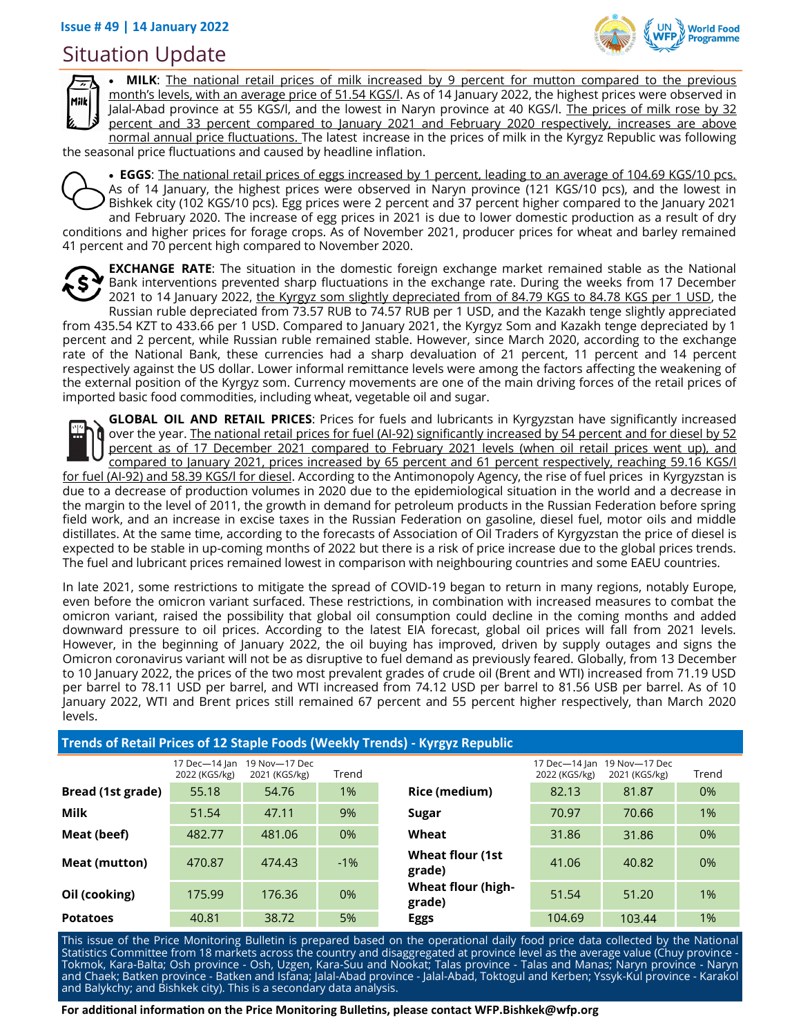Issue # 49 | 14 January 2022

# Situation Update

- **MILK**: The national retail prices of milk increased by 9 percent for mutton compared to the previous month's levels, with an average price of 51.54 KGS/l. As of 14 January 2022, the highest prices were observed in Jalal-Abad province at 55 KGS/l, and the lowest in Naryn province at 40 KGS/l. The prices of milk rose by 32 percent and 33 percent compared to January 2021 and February 2020 respectively, increases are above normal annual price fluctuations. The latest increase in the prices of milk in the Kyrgyz Republic was following the seasonal price fluctuations and caused by headline inflation.

- **EGGS**: The national retail prices of eggs increased by 1 percent, leading to an average of 104.69 KGS/10 pcs. As of 14 January, the highest prices were observed in Naryn province (121 KGS/10 pcs), and the lowest in Bishkek city (102 KGS/10 pcs). Egg prices were 2 percent and 37 percent higher compared to the January 2021 and February 2020. The increase of egg prices in 2021 is due to lower domestic production as a result of dry conditions and higher prices for forage crops. As of November 2021, producer prices for wheat and barley remained 41 percent and 70 percent high compared to November 2020.

**EXCHANGE RATE**: The situation in the domestic foreign exchange market remained stable as the National Bank interventions prevented sharp fluctuations in the exchange rate. During the weeks from 17 December 2021 to 14 January 2022, the Kyrgyz som slightly depreciated from of 84.79 KGS to 84.78 KGS per 1 USD, the Russian ruble depreciated from 73.57 RUB to 74.57 RUB per 1 USD, and the Kazakh tenge slightly appreciated from 435.54 KZT to 433.66 per 1 USD. Compared to January 2021, the Kyrgyz Som and Kazakh tenge depreciated by 1 percent and 2 percent, while Russian ruble remained stable. However, since March 2020, according to the exchange rate of the National Bank, these currencies had a sharp devaluation of 21 percent, 11 percent and 14 percent respectively against the US dollar. Lower informal remittance levels were among the factors affecting the weakening of the external position of the Kyrgyz som. Currency movements are one of the main driving forces of the retail prices of imported basic food commodities, including wheat, vegetable oil and sugar.

**GLOBAL OIL AND RETAIL PRICES**: Prices for fuels and lubricants in Kyrgyzstan have significantly increased over the year. The national retail prices for fuel (AI-92) significantly increased by 54 percent and for diesel by 52 percent as of 17 December 2021 compared to February 2021 levels (when oil retail prices went up), and compared to January 2021, prices increased by 65 percent and 61 percent respectively, reaching 59.16 KGS/l for fuel (AI-92) and 58.39 KGS/l for diesel. According to the Antimonopoly Agency, the rise of fuel prices in Kyrgyzstan is due to a decrease of production volumes in 2020 due to the epidemiological situation in the world and a decrease in the margin to the level of 2011, the growth in demand for petroleum products in the Russian Federation before spring field work, and an increase in excise taxes in the Russian Federation on gasoline, diesel fuel, motor oils and middle distillates. At the same time, according to the forecasts of Association of Oil Traders of Kyrgyzstan the price of diesel is expected to be stable in up-coming months of 2022 but there is a risk of price increase due to the global prices trends. The fuel and lubricant prices remained lowest in comparison with neighbouring countries and some EAEU countries.

In late 2021, some restrictions to mitigate the spread of COVID-19 began to return in many regions, notably Europe, even before the omicron variant surfaced. These restrictions, in combination with increased measures to combat the omicron variant, raised the possibility that global oil consumption could decline in the coming months and added downward pressure to oil prices. According to the latest EIA forecast, global oil prices will fall from 2021 levels. However, in the beginning of January 2022, the oil buying has improved, driven by supply outages and signs the Omicron coronavirus variant will not be as disruptive to fuel demand as previously feared. Globally, from 13 December to 10 January 2022, the prices of the two most prevalent grades of crude oil (Brent and WTI) increased from 71.19 USD per barrel to 78.11 USD per barrel, and WTI increased from 74.12 USD per barrel to 81.56 USB per barrel. As of 10 January 2022, WTI and Brent prices still remained 67 percent and 55 percent higher respectively, than March 2020 levels.

## Trends of Retail Prices of 12 Staple Foods (Weekly Trends) - Kyrgyz Republic

| | 17 Dec—14 Jan 2022 (KGS/kg) | 19 Nov—17 Dec 2021 (KGS/kg) | Trend | | 17 Dec—14 Jan 2022 (KGS/kg) | 19 Nov—17 Dec 2021 (KGS/kg) | Trend |
|---|---|---|---|---|---|---|---|
| **Bread (1st grade)** | 55.18 | 54.76 | 1% | **Rice (medium)** | 82.13 | 81.87 | 0% |
| **Milk** | 51.54 | 47.11 | 9% | **Sugar** | 70.97 | 70.66 | 1% |
| **Meat (beef)** | 482.77 | 481.06 | 0% | **Wheat** | 31.86 | 31.86 | 0% |
| **Meat (mutton)** | 470.87 | 474.43 | -1% | **Wheat flour (1st grade)** | 41.06 | 40.82 | 0% |
| **Oil (cooking)** | 175.99 | 176.36 | 0% | **Wheat flour (high-grade)** | 51.54 | 51.20 | 1% |
| **Potatoes** | 40.81 | 38.72 | 5% | **Eggs** | 104.69 | 103.44 | 1% |

This issue of the Price Monitoring Bulletin is prepared based on the operational daily food price data collected by the National Statistics Committee from 18 markets across the country and disaggregated at province level as the average value (Chuy province - Tokmok, Kara-Balta; Osh province - Osh, Uzgen, Kara-Suu and Nookat; Talas province - Talas and Manas; Naryn province - Naryn and Chaek; Batken province - Batken and Isfana; Jalal-Abad province - Jalal-Abad, Toktogul and Kerben; Yssyk-Kul province - Karakol and Balykchy; and Bishkek city). This is a secondary data analysis.

**For additional information on the Price Monitoring Bulletins, please contact WFP.Bishkek@wfp.org**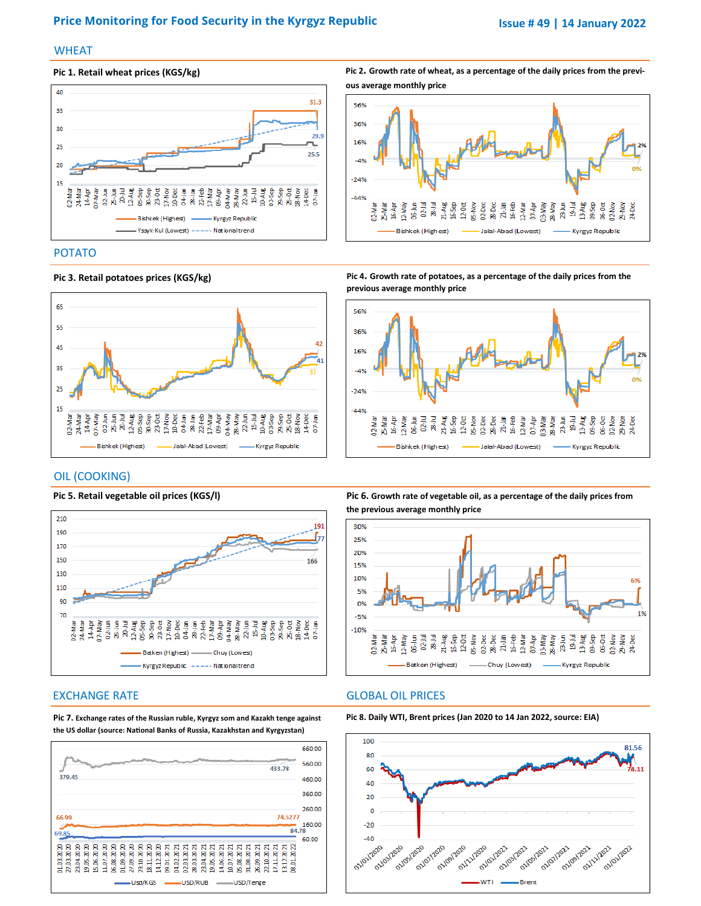## WHEAT

**Pic 1. Retail wheat prices (KGS/kg)**

**Pic 2. Growth rate of wheat, as a percentage of the daily prices from the previous average monthly price**

## POTATO

**Pic 3. Retail potatoes prices (KGS/kg)**

**Pic 4. Growth rate of potatoes, as a percentage of the daily prices from the previous average monthly price**

## OIL (COOKING)

**Pic 5. Retail vegetable oil prices (KGS/l)**

**Pic 6. Growth rate of vegetable oil, as a percentage of the daily prices from the previous average monthly price**

## EXCHANGE RATE

**Pic 7. Exchange rates of the Russian ruble, Kyrgyz som and Kazakh tenge against the US dollar (source: National Banks of Russia, Kazakhstan and Kyrgyzstan)**

## GLOBAL OIL PRICES

**Pic 8. Daily WTI, Brent prices (Jan 2020 to 14 Jan 2022, source: EIA)**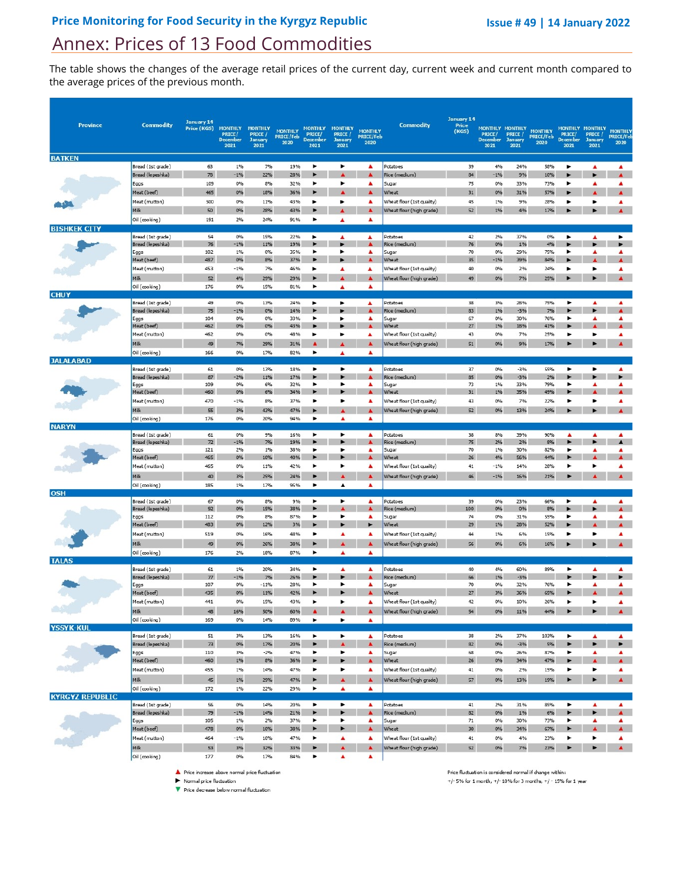# Annex: Prices of 13 Food Commodities

The table shows the changes of the average retail prices of the current day, current week and current month compared to the average prices of the previous month.

| Province | Commodity | January 14 Price (KGS) | MONTHLY PRICE/ December 2021 | MONTHLY PRICE / January 2021 | MONTHLY PRICE/Feb 2020 | MONTHLY PRICE/ December 2021 | MONTHLY PRICE / January 2021 | MONTHLY PRICE/Feb 2020 | Commodity | January 14 Price (KGS) | MONTHLY PRICE/ December 2021 | MONTHLY PRICE/ January 2021 | MONTHLY PRICE/Feb 2020 | MONTHLY PRICE/ December 2021 | MONTHLY PRICE / January 2021 | MONTHLY PRICE/Feb 2020 |
|---|---|---|---|---|---|---|---|---|---|---|---|---|---|---|---|---|
| **BATKEN** | | | | | | | | | | | | | | | | |
| | Bread (1st grade) | 63 | 1% | 7% | 19% | ▶ | ▶ | ▲ | Potatoes | 39 | 4% | 24% | 58% | ▶ | ▲ | ▲ |
| | Bread (lepeshka) | 78 | -1% | 22% | 28% | ▶ | ▲ | ▲ | Rice (medium) | 84 | -1% | 9% | 10% | ▶ | ▶ | ▲ |
| | Eggs | 109 | 0% | 8% | 32% | ▶ | ▶ | ▲ | Sugar | 75 | 0% | 33% | 73% | ▶ | ▲ | ▲ |
| | Meat (beef) | 465 | 0% | 18% | 36% | ▶ | ▲ | ▲ | Wheat | 31 | 0% | 31% | 57% | ▶ | ▲ | ▲ |
| | Meat (mutton) | 500 | 0% | 11% | 43% | ▶ | ▶ | ▲ | Wheat flour (1st quality) | 45 | 1% | 9% | 28% | ▶ | ▶ | ▲ |
| | Milk | 50 | 0% | 28% | 43% | ▶ | ▲ | ▲ | Wheat flour (high grade) | 52 | 1% | 4% | 17% | ▶ | ▶ | ▲ |
| | Oil (cooking) | 191 | 2% | 24% | 91% | ▶ | ▲ | ▲ | | | | | | | | |
| **BISHKEK CITY** | | | | | | | | | | | | | | | | |
| | Bread (1st grade) | 54 | 0% | 15% | 22% | ▶ | ▲ | ▲ | Potatoes | 42 | 2% | 37% | 0% | ▶ | ▲ | ▶ |
| | Bread (lepeshka) | 76 | -1% | 11% | 19% | ▶ | ▶ | ▲ | Rice (medium) | 76 | 0% | 1% | 4% | ▶ | ▶ | ▶ |
| | Eggs | 102 | 1% | 0% | 35% | ▶ | ▶ | ▲ | Sugar | 70 | 0% | 29% | 75% | ▶ | ▲ | ▲ |
| | Meat (beef) | 487 | 0% | 8% | 37% | ▶ | ▶ | ▲ | Wheat | 35 | -1% | 39% | 84% | ▶ | ▲ | ▲ |
| | Meat (mutton) | 453 | -1% | 7% | 46% | ▶ | ▲ | ▲ | Wheat flour (1st quality) | 40 | 0% | 2% | 24% | ▶ | ▶ | ▲ |
| | Milk | 52 | 4% | 29% | 29% | ▶ | ▲ | ▲ | Wheat flour (high grade) | 49 | 0% | 7% | 25% | ▶ | ▶ | ▲ |
| | Oil (cooking) | 176 | 0% | 15% | 81% | ▶ | ▲ | ▲ | | | | | | | | |
| **CHUY** | | | | | | | | | | | | | | | | |
| | Bread (1st grade) | 49 | 0% | 13% | 24% | ▶ | ▶ | ▲ | Potatoes | 38 | 3% | 28% | 75% | ▶ | ▲ | ▲ |
| | Bread (lepeshka) | 75 | -1% | 0% | 14% | ▶ | ▶ | ▲ | Rice (medium) | 83 | 1% | -3% | 7% | ▶ | ▶ | ▲ |
| | Eggs | 104 | 0% | 0% | 33% | ▶ | ▶ | ▲ | Sugar | 67 | 0% | 30% | 76% | ▶ | ▲ | ▲ |
| | Meat (beef) | 462 | 0% | 0% | 43% | ▶ | ▶ | ▲ | Wheat | 27 | 1% | 18% | 41% | ▶ | ▲ | ▲ |
| | Meat (mutton) | 462 | 0% | 0% | 48% | ▶ | ▶ | ▲ | Wheat flour (1st quality) | 43 | 0% | 7% | 25% | ▶ | ▶ | ▲ |
| | Milk | 49 | 7% | 29% | 31% | ▲ | ▲ | ▲ | Wheat flour (high grade) | 51 | 0% | 9% | 17% | ▶ | ▶ | ▲ |
| | Oil (cooking) | 166 | 0% | 17% | 82% | ▶ | ▲ | ▲ | | | | | | | | |
| **JALALABAD** | | | | | | | | | | | | | | | | |
| | Bread (1st grade) | 61 | 0% | 13% | 18% | ▶ | ▶ | ▲ | Potatoes | 37 | 0% | -3% | 55% | ▶ | ▶ | ▲ |
| | Bread (lepeshka) | 87 | -2% | 11% | 17% | ▶ | ▶ | ▲ | Rice (medium) | 85 | 0% | -3% | 2% | ▶ | ▶ | ▶ |
| | Eggs | 109 | 0% | 6% | 32% | ▶ | ▶ | ▲ | Sugar | 73 | 1% | 33% | 79% | ▶ | ▲ | ▲ |
| | Meat (beef) | 460 | 0% | 6% | 34% | ▶ | ▶ | ▲ | Wheat | 31 | 1% | 35% | 49% | ▶ | ▲ | ▲ |
| | Meat (mutton) | 470 | -1% | 8% | 37% | ▶ | ▶ | ▲ | Wheat flour (1st quality) | 43 | 0% | 7% | 22% | ▶ | ▶ | ▲ |
| | Milk | 55 | 3% | 42% | 47% | ▶ | ▲ | ▲ | Wheat flour (high grade) | 52 | 0% | 13% | 24% | ▶ | ▶ | ▲ |
| | Oil (cooking) | 176 | 0% | 20% | 94% | ▶ | ▲ | ▲ | | | | | | | | |
| **NARYN** | | | | | | | | | | | | | | | | |
| | Bread (1st grade) | 61 | 0% | 9% | 16% | ▶ | ▶ | ▲ | Potatoes | 38 | 8% | 39% | 90% | ▲ | ▲ | ▲ |
| | Bread (lepeshka) | 72 | -1% | 7% | 19% | ▶ | ▶ | ▲ | Rice (medium) | 75 | 2% | 2% | 8% | ▶ | ▶ | ▲ |
| | Eggs | 121 | 2% | 1% | 38% | ▶ | ▶ | ▲ | Sugar | 70 | 1% | 30% | 82% | ▶ | ▲ | ▲ |
| | Meat (beef) | 465 | 0% | 10% | 40% | ▶ | ▶ | ▲ | Wheat | 26 | 4% | 56% | 44% | ▶ | ▲ | ▲ |
| | Meat (mutton) | 465 | 0% | 11% | 42% | ▶ | ▶ | ▲ | Wheat flour (1st quality) | 41 | -1% | 14% | 28% | ▶ | ▶ | ▲ |
| | Milk | 40 | 3% | 25% | 24% | ▶ | ▲ | ▲ | Wheat flour (high grade) | 46 | -1% | 16% | 21% | ▶ | ▲ | ▲ |
| | Oil (cooking) | 185 | 1% | 17% | 95% | ▶ | ▲ | ▲ | | | | | | | | |
| **OSH** | | | | | | | | | | | | | | | | |
| | Bread (1st grade) | 67 | 0% | 8% | 9% | ▶ | ▶ | ▲ | Potatoes | 39 | 0% | 23% | 66% | ▶ | ▲ | ▲ |
| | Bread (lepeshka) | 92 | 0% | 15% | 38% | ▶ | ▲ | ▲ | Rice (medium) | 100 | 0% | 0% | 8% | ▶ | ▶ | ▲ |
| | Eggs | 112 | 0% | 8% | 87% | ▶ | ▶ | ▲ | Sugar | 74 | 0% | 31% | 55% | ▶ | ▲ | ▲ |
| | Meat (beef) | 483 | 0% | 12% | 3% | ▶ | ▶ | ▶ | Wheat | 29 | 1% | 28% | 52% | ▶ | ▲ | ▲ |
| | Meat (mutton) | 519 | 0% | 16% | 48% | ▶ | ▲ | ▲ | Wheat flour (1st quality) | 44 | 1% | 6% | 15% | ▶ | ▶ | ▲ |
| | Milk | 49 | 0% | 26% | 38% | ▶ | ▲ | ▲ | Wheat flour (high grade) | 56 | 0% | 6% | 16% | ▶ | ▶ | ▲ |
| | Oil (cooking) | 176 | 2% | 18% | 87% | ▶ | ▲ | ▲ | | | | | | | | |
| **TALAS** | | | | | | | | | | | | | | | | |
| | Bread (1st grade) | 61 | 1% | 20% | 34% | ▶ | ▲ | ▲ | Potatoes | 40 | 4% | 60% | 89% | ▶ | ▲ | ▲ |
| | Bread (lepeshka) | 77 | -1% | 7% | 26% | ▶ | ▶ | ▲ | Rice (medium) | 66 | 1% | -3% | | ▶ | ▶ | ▶ |
| | Eggs | 107 | 0% | -11% | 28% | ▶ | ▶ | ▲ | Sugar | 70 | 0% | 32% | 76% | ▶ | ▲ | ▲ |
| | Meat (beef) | 435 | 0% | 11% | 42% | ▶ | ▶ | ▲ | Wheat | 27 | 3% | 36% | 65% | ▶ | ▲ | ▲ |
| | Meat (mutton) | 441 | 0% | 15% | 43% | ▶ | ▶ | ▲ | Wheat flour (1st quality) | 42 | 0% | 10% | 26% | ▶ | ▶ | ▲ |
| | Milk | 48 | 16% | 50% | 60% | ▲ | ▲ | ▲ | Wheat flour (high grade) | 54 | 0% | 11% | 44% | ▶ | ▶ | ▲ |
| | Oil (cooking) | 169 | 0% | 14% | 89% | ▶ | ▶ | ▲ | | | | | | | | |
| **YSSYK-KUL** | | | | | | | | | | | | | | | | |
| | Bread (1st grade) | 51 | 3% | 13% | 16% | ▶ | ▶ | ▲ | Potatoes | 38 | 2% | 37% | 103% | ▶ | ▲ | ▲ |
| | Bread (lepeshka) | 73 | 0% | 17% | 20% | ▶ | ▲ | ▲ | Rice (medium) | 82 | 0% | -3% | 5% | ▶ | ▶ | ▶ |
| | Eggs | 110 | 3% | -2% | 47% | ▶ | ▶ | ▲ | Sugar | 68 | 0% | 26% | 87% | ▶ | ▲ | ▲ |
| | Meat (beef) | 460 | 1% | 8% | 36% | ▶ | ▶ | ▲ | Wheat | 26 | 0% | 34% | 47% | ▶ | ▲ | ▲ |
| | Meat (mutton) | 455 | 1% | 14% | 47% | ▶ | ▶ | ▲ | Wheat flour (1st quality) | 41 | 0% | 2% | 15% | ▶ | ▶ | ▲ |
| | Milk | 45 | 1% | 29% | 47% | ▶ | ▲ | ▲ | Wheat flour (high grade) | 57 | 0% | 13% | 19% | ▶ | ▶ | ▲ |
| | Oil (cooking) | 172 | 1% | 22% | 29% | ▶ | ▲ | ▲ | | | | | | | | |
| **KYRGYZ REPUBLIC** | | | | | | | | | | | | | | | | |
| | Bread (1st grade) | 56 | 0% | 14% | 20% | ▶ | ▶ | ▲ | Potatoes | 41 | 2% | 31% | 85% | ▶ | ▲ | ▲ |
| | Bread (lepeshka) | 79 | -1% | 14% | 21% | ▶ | ▶ | ▲ | Rice (medium) | 82 | 0% | 1% | 6% | ▶ | ▶ | ▲ |
| | Eggs | 105 | 1% | 2% | 37% | ▶ | ▶ | ▲ | Sugar | 71 | 0% | 30% | 73% | ▶ | ▲ | ▲ |
| | Meat (beef) | 478 | 0% | 10% | 38% | ▶ | ▶ | ▲ | Wheat | 30 | 0% | 34% | 67% | ▶ | ▲ | ▲ |
| | Meat (mutton) | 464 | -1% | 10% | 47% | ▶ | ▲ | ▲ | Wheat flour (1st quality) | 41 | 0% | 4% | 23% | ▶ | ▶ | ▲ |
| | Milk | 53 | 3% | 32% | 33% | ▶ | ▲ | ▲ | Wheat flour (high grade) | 52 | 0% | 7% | 23% | ▶ | ▶ | ▲ |
| | Oil (cooking) | 177 | 0% | 17% | 84% | ▶ | ▲ | ▲ | | | | | | | | |

▲ Price increase above normal price fluctuation

▶ Normal price fluctuation

▼ Price decrease below normal fluctuation

Price fluctuation is considered normal if change within:
+/- 5% for 1 month, +/- 10% for 3 months, +/- 15% for 1 year